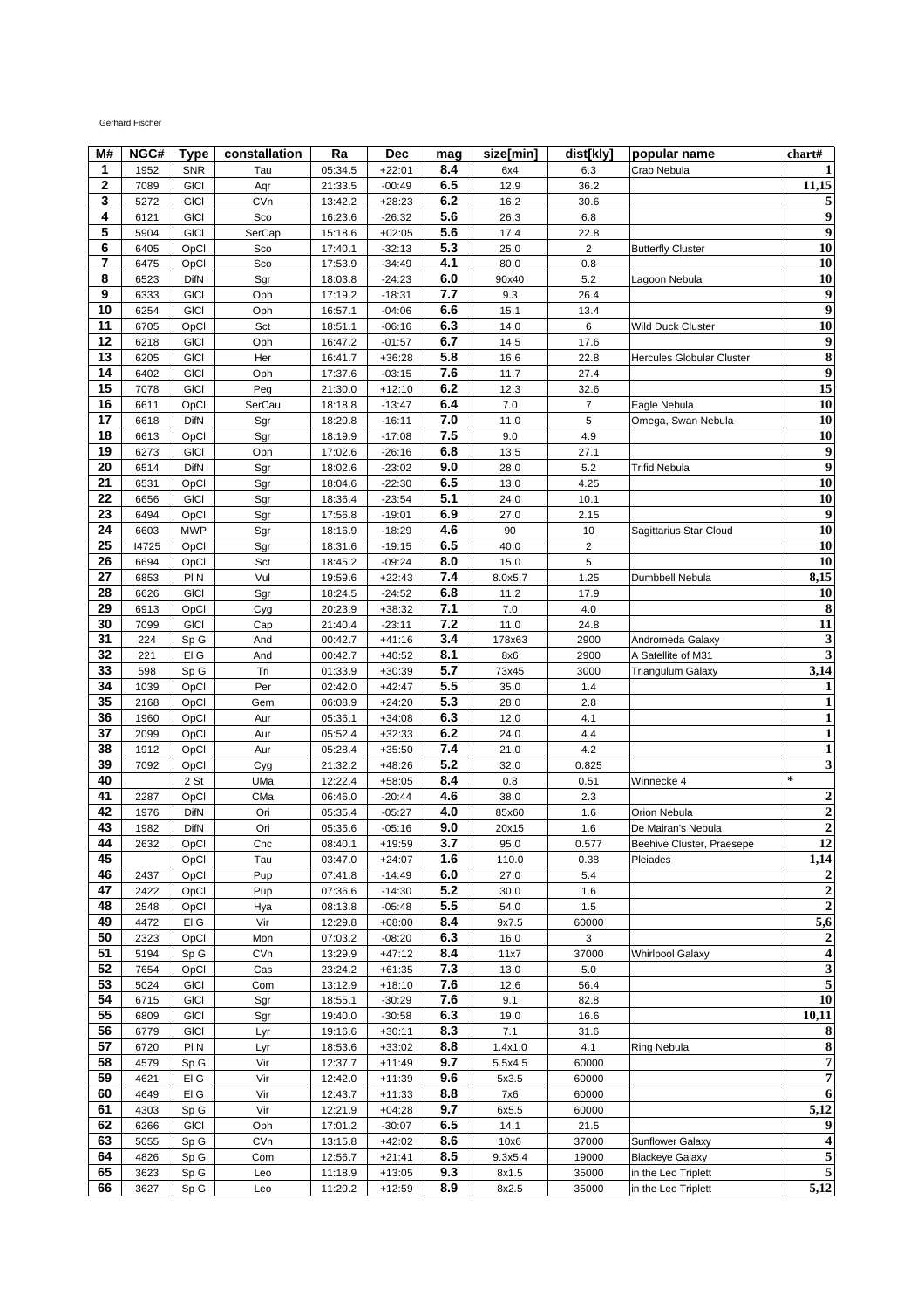Gerhard Fischer

| M# | NGC# | Type | constallation | Ra | Dec | mag | size[min] | dist[kly] | popular name | chart# |
|---|---|---|---|---|---|---|---|---|---|---|
| 1 | 1952 | SNR | Tau | 05:34.5 | +22:01 | 8.4 | 6x4 | 6.3 | Crab Nebula | 1 |
| 2 | 7089 | GlCl | Aqr | 21:33.5 | -00:49 | 6.5 | 12.9 | 36.2 | | 11,15 |
| 3 | 5272 | GlCl | CVn | 13:42.2 | +28:23 | 6.2 | 16.2 | 30.6 | | 5 |
| 4 | 6121 | GlCl | Sco | 16:23.6 | -26:32 | 5.6 | 26.3 | 6.8 | | 9 |
| 5 | 5904 | GlCl | SerCap | 15:18.6 | +02:05 | 5.6 | 17.4 | 22.8 | | 9 |
| 6 | 6405 | OpCl | Sco | 17:40.1 | -32:13 | 5.3 | 25.0 | 2 | Butterfly Cluster | 10 |
| 7 | 6475 | OpCl | Sco | 17:53.9 | -34:49 | 4.1 | 80.0 | 0.8 | | 10 |
| 8 | 6523 | DifN | Sgr | 18:03.8 | -24:23 | 6.0 | 90x40 | 5.2 | Lagoon Nebula | 10 |
| 9 | 6333 | GlCl | Oph | 17:19.2 | -18:31 | 7.7 | 9.3 | 26.4 | | 9 |
| 10 | 6254 | GlCl | Oph | 16:57.1 | -04:06 | 6.6 | 15.1 | 13.4 | | 9 |
| 11 | 6705 | OpCl | Sct | 18:51.1 | -06:16 | 6.3 | 14.0 | 6 | Wild Duck Cluster | 10 |
| 12 | 6218 | GlCl | Oph | 16:47.2 | -01:57 | 6.7 | 14.5 | 17.6 | | 9 |
| 13 | 6205 | GlCl | Her | 16:41.7 | +36:28 | 5.8 | 16.6 | 22.8 | Hercules Globular Cluster | 8 |
| 14 | 6402 | GlCl | Oph | 17:37.6 | -03:15 | 7.6 | 11.7 | 27.4 | | 9 |
| 15 | 7078 | GlCl | Peg | 21:30.0 | +12:10 | 6.2 | 12.3 | 32.6 | | 15 |
| 16 | 6611 | OpCl | SerCau | 18:18.8 | -13:47 | 6.4 | 7.0 | 7 | Eagle Nebula | 10 |
| 17 | 6618 | DifN | Sgr | 18:20.8 | -16:11 | 7.0 | 11.0 | 5 | Omega, Swan Nebula | 10 |
| 18 | 6613 | OpCl | Sgr | 18:19.9 | -17:08 | 7.5 | 9.0 | 4.9 | | 10 |
| 19 | 6273 | GlCl | Oph | 17:02.6 | -26:16 | 6.8 | 13.5 | 27.1 | | 9 |
| 20 | 6514 | DifN | Sgr | 18:02.6 | -23:02 | 9.0 | 28.0 | 5.2 | Trifid Nebula | 9 |
| 21 | 6531 | OpCl | Sgr | 18:04.6 | -22:30 | 6.5 | 13.0 | 4.25 | | 10 |
| 22 | 6656 | GlCl | Sgr | 18:36.4 | -23:54 | 5.1 | 24.0 | 10.1 | | 10 |
| 23 | 6494 | OpCl | Sgr | 17:56.8 | -19:01 | 6.9 | 27.0 | 2.15 | | 9 |
| 24 | 6603 | MWP | Sgr | 18:16.9 | -18:29 | 4.6 | 90 | 10 | Sagittarius Star Cloud | 10 |
| 25 | I4725 | OpCl | Sgr | 18:31.6 | -19:15 | 6.5 | 40.0 | 2 | | 10 |
| 26 | 6694 | OpCl | Sct | 18:45.2 | -09:24 | 8.0 | 15.0 | 5 | | 10 |
| 27 | 6853 | Pl N | Vul | 19:59.6 | +22:43 | 7.4 | 8.0x5.7 | 1.25 | Dumbbell Nebula | 8,15 |
| 28 | 6626 | GlCl | Sgr | 18:24.5 | -24:52 | 6.8 | 11.2 | 17.9 | | 10 |
| 29 | 6913 | OpCl | Cyg | 20:23.9 | +38:32 | 7.1 | 7.0 | 4.0 | | 8 |
| 30 | 7099 | GlCl | Cap | 21:40.4 | -23:11 | 7.2 | 11.0 | 24.8 | | 11 |
| 31 | 224 | Sp G | And | 00:42.7 | +41:16 | 3.4 | 178x63 | 2900 | Andromeda Galaxy | 3 |
| 32 | 221 | El G | And | 00:42.7 | +40:52 | 8.1 | 8x6 | 2900 | A Satellite of M31 | 3 |
| 33 | 598 | Sp G | Tri | 01:33.9 | +30:39 | 5.7 | 73x45 | 3000 | Triangulum Galaxy | 3,14 |
| 34 | 1039 | OpCl | Per | 02:42.0 | +42:47 | 5.5 | 35.0 | 1.4 | | 1 |
| 35 | 2168 | OpCl | Gem | 06:08.9 | +24:20 | 5.3 | 28.0 | 2.8 | | 1 |
| 36 | 1960 | OpCl | Aur | 05:36.1 | +34:08 | 6.3 | 12.0 | 4.1 | | 1 |
| 37 | 2099 | OpCl | Aur | 05:52.4 | +32:33 | 6.2 | 24.0 | 4.4 | | 1 |
| 38 | 1912 | OpCl | Aur | 05:28.4 | +35:50 | 7.4 | 21.0 | 4.2 | | 1 |
| 39 | 7092 | OpCl | Cyg | 21:32.2 | +48:26 | 5.2 | 32.0 | 0.825 | | 3 |
| 40 | | 2 St | UMa | 12:22.4 | +58:05 | 8.4 | 0.8 | 0.51 | Winnecke 4 | * |
| 41 | 2287 | OpCl | CMa | 06:46.0 | -20:44 | 4.6 | 38.0 | 2.3 | | 2 |
| 42 | 1976 | DifN | Ori | 05:35.4 | -05:27 | 4.0 | 85x60 | 1.6 | Orion Nebula | 2 |
| 43 | 1982 | DifN | Ori | 05:35.6 | -05:16 | 9.0 | 20x15 | 1.6 | De Mairan's Nebula | 2 |
| 44 | 2632 | OpCl | Cnc | 08:40.1 | +19:59 | 3.7 | 95.0 | 0.577 | Beehive Cluster, Praesepe | 12 |
| 45 | | OpCl | Tau | 03:47.0 | +24:07 | 1.6 | 110.0 | 0.38 | Pleiades | 1,14 |
| 46 | 2437 | OpCl | Pup | 07:41.8 | -14:49 | 6.0 | 27.0 | 5.4 | | 2 |
| 47 | 2422 | OpCl | Pup | 07:36.6 | -14:30 | 5.2 | 30.0 | 1.6 | | 2 |
| 48 | 2548 | OpCl | Hya | 08:13.8 | -05:48 | 5.5 | 54.0 | 1.5 | | 2 |
| 49 | 4472 | El G | Vir | 12:29.8 | +08:00 | 8.4 | 9x7.5 | 60000 | | 5,6 |
| 50 | 2323 | OpCl | Mon | 07:03.2 | -08:20 | 6.3 | 16.0 | 3 | | 2 |
| 51 | 5194 | Sp G | CVn | 13:29.9 | +47:12 | 8.4 | 11x7 | 37000 | Whirlpool Galaxy | 4 |
| 52 | 7654 | OpCl | Cas | 23:24.2 | +61:35 | 7.3 | 13.0 | 5.0 | | 3 |
| 53 | 5024 | GlCl | Com | 13:12.9 | +18:10 | 7.6 | 12.6 | 56.4 | | 5 |
| 54 | 6715 | GlCl | Sgr | 18:55.1 | -30:29 | 7.6 | 9.1 | 82.8 | | 10 |
| 55 | 6809 | GlCl | Sgr | 19:40.0 | -30:58 | 6.3 | 19.0 | 16.6 | | 10,11 |
| 56 | 6779 | GlCl | Lyr | 19:16.6 | +30:11 | 8.3 | 7.1 | 31.6 | | 8 |
| 57 | 6720 | Pl N | Lyr | 18:53.6 | +33:02 | 8.8 | 1.4x1.0 | 4.1 | Ring Nebula | 8 |
| 58 | 4579 | Sp G | Vir | 12:37.7 | +11:49 | 9.7 | 5.5x4.5 | 60000 | | 7 |
| 59 | 4621 | El G | Vir | 12:42.0 | +11:39 | 9.6 | 5x3.5 | 60000 | | 7 |
| 60 | 4649 | El G | Vir | 12:43.7 | +11:33 | 8.8 | 7x6 | 60000 | | 6 |
| 61 | 4303 | Sp G | Vir | 12:21.9 | +04:28 | 9.7 | 6x5.5 | 60000 | | 5,12 |
| 62 | 6266 | GlCl | Oph | 17:01.2 | -30:07 | 6.5 | 14.1 | 21.5 | | 9 |
| 63 | 5055 | Sp G | CVn | 13:15.8 | +42:02 | 8.6 | 10x6 | 37000 | Sunflower Galaxy | 4 |
| 64 | 4826 | Sp G | Com | 12:56.7 | +21:41 | 8.5 | 9.3x5.4 | 19000 | Blackeye Galaxy | 5 |
| 65 | 3623 | Sp G | Leo | 11:18.9 | +13:05 | 9.3 | 8x1.5 | 35000 | in the Leo Triplett | 5 |
| 66 | 3627 | Sp G | Leo | 11:20.2 | +12:59 | 8.9 | 8x2.5 | 35000 | in the Leo Triplett | 5,12 |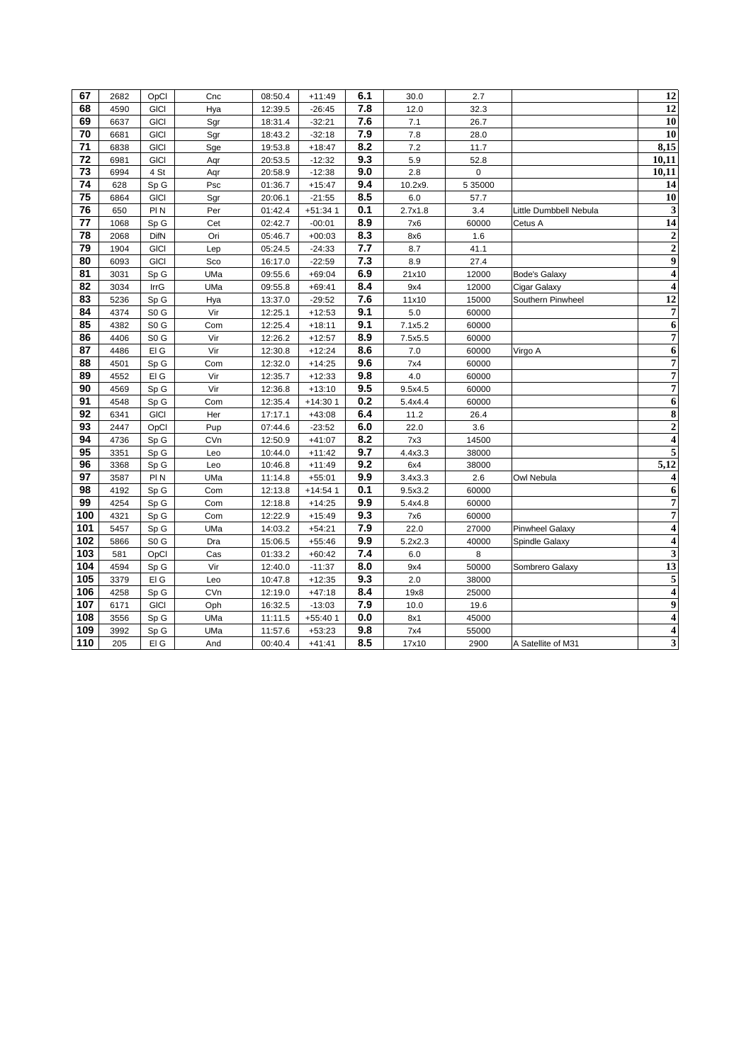| | | | | | | | | | | |
|---|---|---|---|---|---|---|---|---|---|---|
| 67 | 2682 | OpCl | Cnc | 08:50.4 | +11:49 | 6.1 | 30.0 | 2.7 | | 12 |
| 68 | 4590 | GlCl | Hya | 12:39.5 | -26:45 | 7.8 | 12.0 | 32.3 | | 12 |
| 69 | 6637 | GlCl | Sgr | 18:31.4 | -32:21 | 7.6 | 7.1 | 26.7 | | 10 |
| 70 | 6681 | GlCl | Sgr | 18:43.2 | -32:18 | 7.9 | 7.8 | 28.0 | | 10 |
| 71 | 6838 | GlCl | Sge | 19:53.8 | +18:47 | 8.2 | 7.2 | 11.7 | | 8,15 |
| 72 | 6981 | GlCl | Aqr | 20:53.5 | -12:32 | 9.3 | 5.9 | 52.8 | | 10,11 |
| 73 | 6994 | 4 St | Aqr | 20:58.9 | -12:38 | 9.0 | 2.8 | 0 | | 10,11 |
| 74 | 628 | Sp G | Psc | 01:36.7 | +15:47 | 9.4 | 10.2x9. | 5 35000 | | 14 |
| 75 | 6864 | GlCl | Sgr | 20:06.1 | -21:55 | 8.5 | 6.0 | 57.7 | | 10 |
| 76 | 650 | Pl N | Per | 01:42.4 | +51:34 1 | 0.1 | 2.7x1.8 | 3.4 | Little Dumbbell Nebula | 3 |
| 77 | 1068 | Sp G | Cet | 02:42.7 | -00:01 | 8.9 | 7x6 | 60000 | Cetus A | 14 |
| 78 | 2068 | DifN | Ori | 05:46.7 | +00:03 | 8.3 | 8x6 | 1.6 | | 2 |
| 79 | 1904 | GlCl | Lep | 05:24.5 | -24:33 | 7.7 | 8.7 | 41.1 | | 2 |
| 80 | 6093 | GlCl | Sco | 16:17.0 | -22:59 | 7.3 | 8.9 | 27.4 | | 9 |
| 81 | 3031 | Sp G | UMa | 09:55.6 | +69:04 | 6.9 | 21x10 | 12000 | Bode's Galaxy | 4 |
| 82 | 3034 | IrrG | UMa | 09:55.8 | +69:41 | 8.4 | 9x4 | 12000 | Cigar Galaxy | 4 |
| 83 | 5236 | Sp G | Hya | 13:37.0 | -29:52 | 7.6 | 11x10 | 15000 | Southern Pinwheel | 12 |
| 84 | 4374 | S0 G | Vir | 12:25.1 | +12:53 | 9.1 | 5.0 | 60000 | | 7 |
| 85 | 4382 | S0 G | Com | 12:25.4 | +18:11 | 9.1 | 7.1x5.2 | 60000 | | 6 |
| 86 | 4406 | S0 G | Vir | 12:26.2 | +12:57 | 8.9 | 7.5x5.5 | 60000 | | 7 |
| 87 | 4486 | El G | Vir | 12:30.8 | +12:24 | 8.6 | 7.0 | 60000 | Virgo A | 6 |
| 88 | 4501 | Sp G | Com | 12:32.0 | +14:25 | 9.6 | 7x4 | 60000 | | 7 |
| 89 | 4552 | El G | Vir | 12:35.7 | +12:33 | 9.8 | 4.0 | 60000 | | 7 |
| 90 | 4569 | Sp G | Vir | 12:36.8 | +13:10 | 9.5 | 9.5x4.5 | 60000 | | 7 |
| 91 | 4548 | Sp G | Com | 12:35.4 | +14:30 1 | 0.2 | 5.4x4.4 | 60000 | | 6 |
| 92 | 6341 | GlCl | Her | 17:17.1 | +43:08 | 6.4 | 11.2 | 26.4 | | 8 |
| 93 | 2447 | OpCl | Pup | 07:44.6 | -23:52 | 6.0 | 22.0 | 3.6 | | 2 |
| 94 | 4736 | Sp G | CVn | 12:50.9 | +41:07 | 8.2 | 7x3 | 14500 | | 4 |
| 95 | 3351 | Sp G | Leo | 10:44.0 | +11:42 | 9.7 | 4.4x3.3 | 38000 | | 5 |
| 96 | 3368 | Sp G | Leo | 10:46.8 | +11:49 | 9.2 | 6x4 | 38000 | | 5,12 |
| 97 | 3587 | Pl N | UMa | 11:14.8 | +55:01 | 9.9 | 3.4x3.3 | 2.6 | Owl Nebula | 4 |
| 98 | 4192 | Sp G | Com | 12:13.8 | +14:54 1 | 0.1 | 9.5x3.2 | 60000 | | 6 |
| 99 | 4254 | Sp G | Com | 12:18.8 | +14:25 | 9.9 | 5.4x4.8 | 60000 | | 7 |
| 100 | 4321 | Sp G | Com | 12:22.9 | +15:49 | 9.3 | 7x6 | 60000 | | 7 |
| 101 | 5457 | Sp G | UMa | 14:03.2 | +54:21 | 7.9 | 22.0 | 27000 | Pinwheel Galaxy | 4 |
| 102 | 5866 | S0 G | Dra | 15:06.5 | +55:46 | 9.9 | 5.2x2.3 | 40000 | Spindle Galaxy | 4 |
| 103 | 581 | OpCl | Cas | 01:33.2 | +60:42 | 7.4 | 6.0 | 8 | | 3 |
| 104 | 4594 | Sp G | Vir | 12:40.0 | -11:37 | 8.0 | 9x4 | 50000 | Sombrero Galaxy | 13 |
| 105 | 3379 | El G | Leo | 10:47.8 | +12:35 | 9.3 | 2.0 | 38000 | | 5 |
| 106 | 4258 | Sp G | CVn | 12:19.0 | +47:18 | 8.4 | 19x8 | 25000 | | 4 |
| 107 | 6171 | GlCl | Oph | 16:32.5 | -13:03 | 7.9 | 10.0 | 19.6 | | 9 |
| 108 | 3556 | Sp G | UMa | 11:11.5 | +55:40 1 | 0.0 | 8x1 | 45000 | | 4 |
| 109 | 3992 | Sp G | UMa | 11:57.6 | +53:23 | 9.8 | 7x4 | 55000 | | 4 |
| 110 | 205 | El G | And | 00:40.4 | +41:41 | 8.5 | 17x10 | 2900 | A Satellite of M31 | 3 |